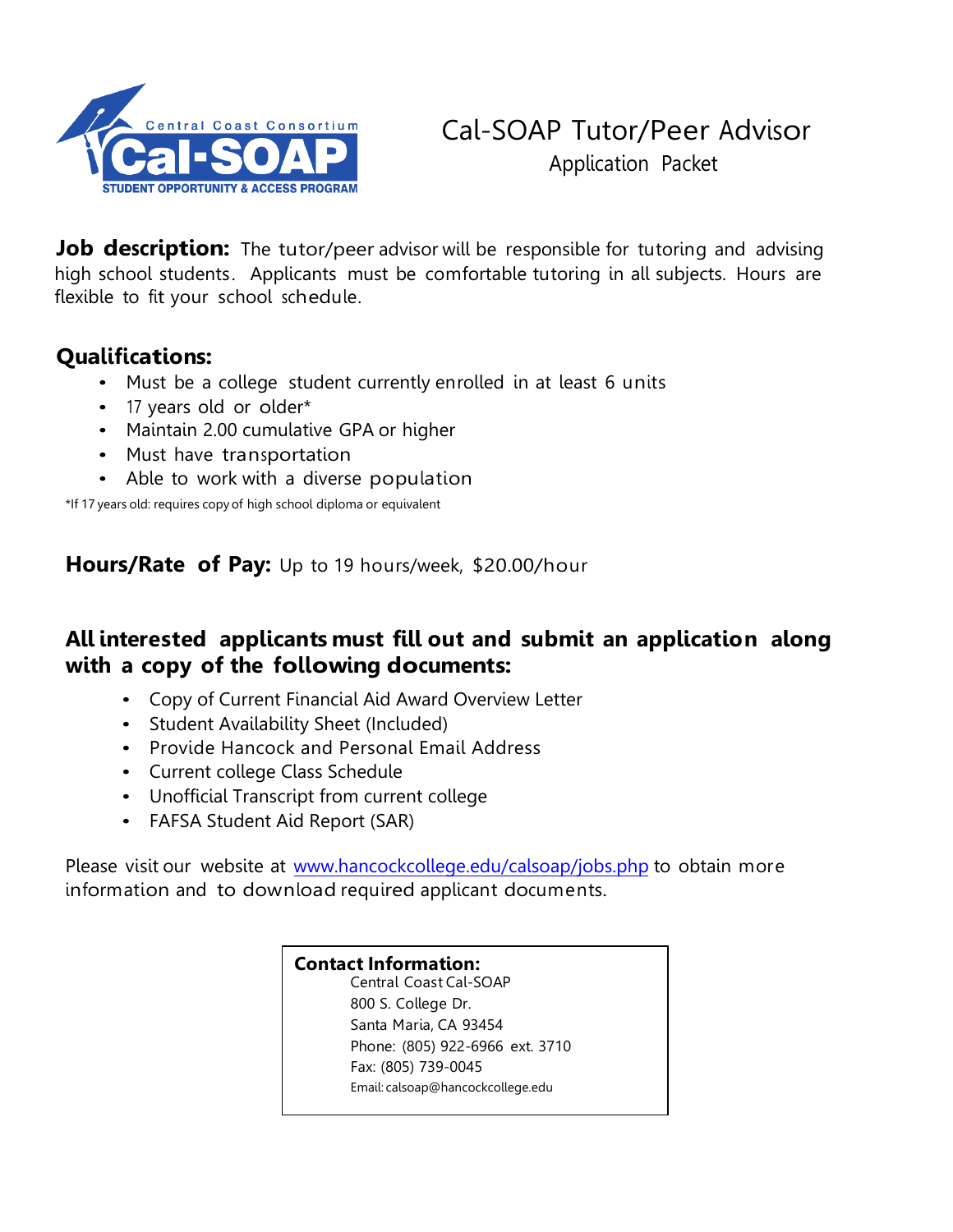Central Coast Consortium
Cal-SOAP
STUDENT OPPORTUNITY & ACCESS PROGRAM

# Cal-SOAP Tutor/Peer Advisor

## Application Packet

**Job description:** The tutor/peer advisor will be responsible for tutoring and advising high school students. Applicants must be comfortable tutoring in all subjects. Hours are flexible to fit your school schedule.

### Qualifications:

- Must be a college student currently enrolled in at least 6 units
- 17 years old or older*
- Maintain 2.00 cumulative GPA or higher
- Must have transportation
- Able to work with a diverse population

*If 17 years old: requires copy of high school diploma or equivalent

**Hours/Rate of Pay:** Up to 19 hours/week, $20.00/hour

### All interested applicants must fill out and submit an application along with a copy of the following documents:

- Copy of Current Financial Aid Award Overview Letter
- Student Availability Sheet (Included)
- Provide Hancock and Personal Email Address
- Current college Class Schedule
- Unofficial Transcript from current college
- FAFSA Student Aid Report (SAR)

Please visit our website at www.hancockcollege.edu/calsoap/jobs.php to obtain more information and to download required applicant documents.

**Contact Information:**
Central Coast Cal-SOAP
800 S. College Dr.
Santa Maria, CA 93454
Phone: (805) 922-6966 ext. 3710
Fax: (805) 739-0045
Email: calsoap@hancockcollege.edu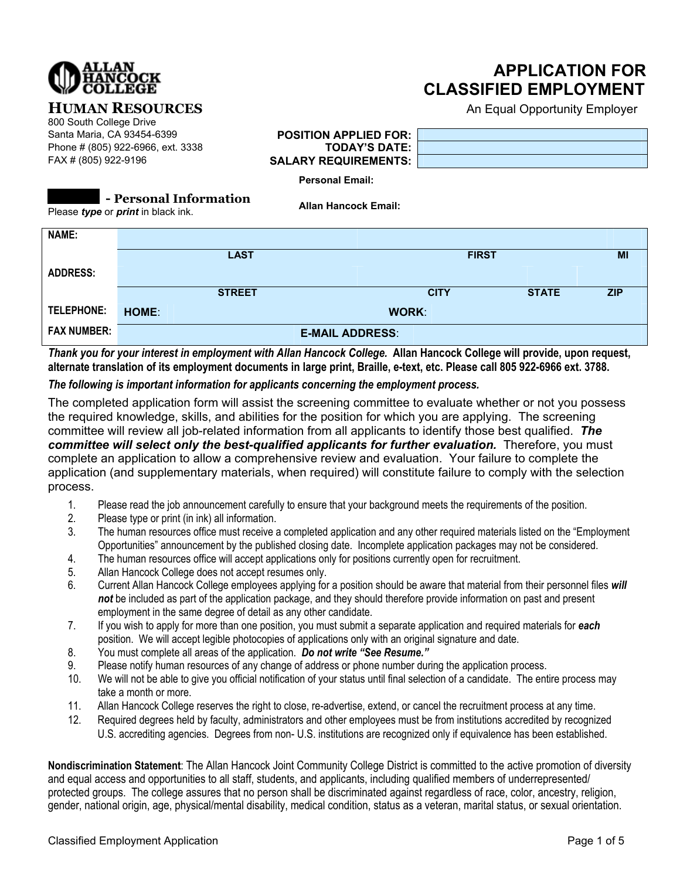ALLAN HANCOCK COLLEGE

# APPLICATION FOR CLASSIFIED EMPLOYMENT

An Equal Opportunity Employer

**HUMAN RESOURCES**
800 South College Drive
Santa Maria, CA 93454-6399
Phone # (805) 922-6966, ext. 3338
FAX # (805) 922-9196

| | |
|---|---|
| **POSITION APPLIED FOR:** | |
| **TODAY'S DATE:** | |
| **SALARY REQUIREMENTS:** | |

**Personal Email:**

**Allan Hancock Email:**

## - Personal Information

Please *type* or *print* in black ink.

| | | | | |
|---|---|---|---|---|
| **NAME:** | | | | |
| | **LAST** | **FIRST** | | **MI** |
| **ADDRESS:** | | | | |
| | **STREET** | **CITY** | **STATE** | **ZIP** |
| **TELEPHONE:** | **HOME**: | **WORK**: | | |
| **FAX NUMBER:** | | **E-MAIL ADDRESS**: | | |

***Thank you for your interest in employment with Allan Hancock College.* Allan Hancock College will provide, upon request, alternate translation of its employment documents in large print, Braille, e-text, etc. Please call 805 922-6966 ext. 3788.**

***The following is important information for applicants concerning the employment process.***

The completed application form will assist the screening committee to evaluate whether or not you possess the required knowledge, skills, and abilities for the position for which you are applying. The screening committee will review all job-related information from all applicants to identify those best qualified. ***The committee will select only the best-qualified applicants for further evaluation.*** Therefore, you must complete an application to allow a comprehensive review and evaluation. Your failure to complete the application (and supplementary materials, when required) will constitute failure to comply with the selection process.

1. Please read the job announcement carefully to ensure that your background meets the requirements of the position.
2. Please type or print (in ink) all information.
3. The human resources office must receive a completed application and any other required materials listed on the "Employment Opportunities" announcement by the published closing date. Incomplete application packages may not be considered.
4. The human resources office will accept applications only for positions currently open for recruitment.
5. Allan Hancock College does not accept resumes only.
6. Current Allan Hancock College employees applying for a position should be aware that material from their personnel files ***will not*** be included as part of the application package, and they should therefore provide information on past and present employment in the same degree of detail as any other candidate.
7. If you wish to apply for more than one position, you must submit a separate application and required materials for ***each*** position. We will accept legible photocopies of applications only with an original signature and date.
8. You must complete all areas of the application. ***Do not write "See Resume."***
9. Please notify human resources of any change of address or phone number during the application process.
10. We will not be able to give you official notification of your status until final selection of a candidate. The entire process may take a month or more.
11. Allan Hancock College reserves the right to close, re-advertise, extend, or cancel the recruitment process at any time.
12. Required degrees held by faculty, administrators and other employees must be from institutions accredited by recognized U.S. accrediting agencies. Degrees from non- U.S. institutions are recognized only if equivalence has been established.

**Nondiscrimination Statement**: The Allan Hancock Joint Community College District is committed to the active promotion of diversity and equal access and opportunities to all staff, students, and applicants, including qualified members of underrepresented/ protected groups. The college assures that no person shall be discriminated against regardless of race, color, ancestry, religion, gender, national origin, age, physical/mental disability, medical condition, status as a veteran, marital status, or sexual orientation.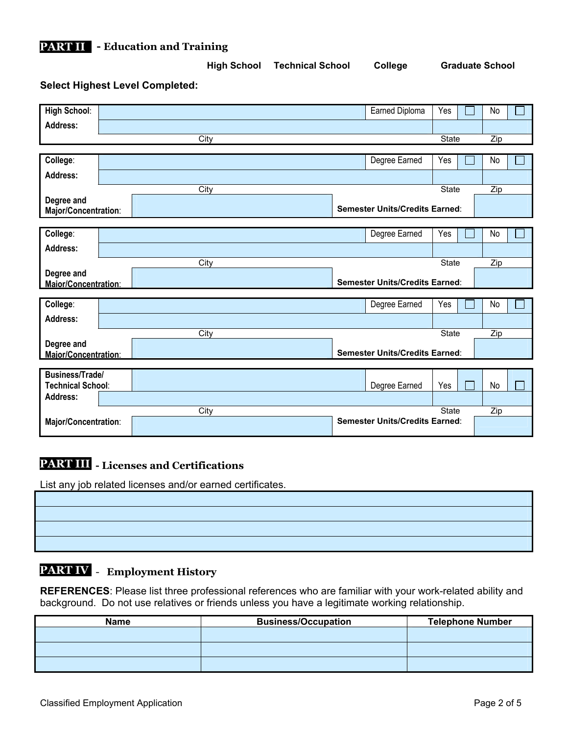## PART II - Education and Training

**High School** **Technical School** **College** **Graduate School**

**Select Highest Level Completed:**

| **High School**: | | Earned Diploma | Yes | ☐ | No | ☐ |
|---|---|---|---|---|---|---|
| **Address:** | | | | | | |
| | City | | State | | Zip | |

| **College**: | | Degree Earned | Yes | ☐ | No | ☐ |
|---|---|---|---|---|---|---|
| **Address:** | | | | | | |
| | City | | State | | Zip | |
| **Degree and Major/Concentration**: | | **Semester Units/Credits Earned**: | | | | |

| **College**: | | Degree Earned | Yes | ☐ | No | ☐ |
|---|---|---|---|---|---|---|
| **Address:** | | | | | | |
| | City | | State | | Zip | |
| **Degree and Major/Concentration**: | | **Semester Units/Credits Earned**: | | | | |

| **College**: | | Degree Earned | Yes | ☐ | No | ☐ |
|---|---|---|---|---|---|---|
| **Address:** | | | | | | |
| | City | | State | | Zip | |
| **Degree and Major/Concentration**: | | **Semester Units/Credits Earned**: | | | | |

| **Business/Trade/ Technical School**: | | Degree Earned | Yes | ☐ | No | ☐ |
|---|---|---|---|---|---|---|
| **Address:** | | | | | | |
| | City | | State | | Zip | |
| **Major/Concentration**: | | **Semester Units/Credits Earned**: | | | | |

## PART III - Licenses and Certifications

List any job related licenses and/or earned certificates.

| |
|---|
| |
| |
| |
| |

## PART IV - Employment History

**REFERENCES**: Please list three professional references who are familiar with your work-related ability and background. Do not use relatives or friends unless you have a legitimate working relationship.

| Name | Business/Occupation | Telephone Number |
|---|---|---|
| | | |
| | | |
| | | |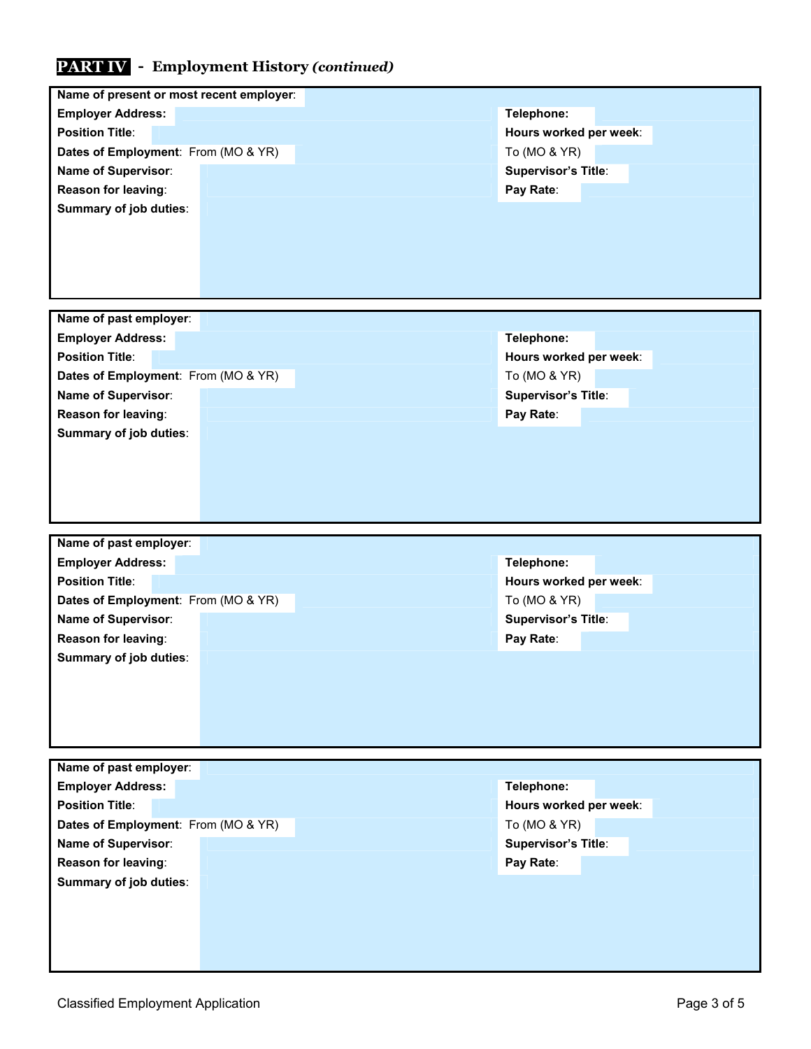## PART IV - Employment History *(continued)*

| | | | |
|---|---|---|---|
| **Name of present or most recent employer**: | | | |
| **Employer Address:** | | **Telephone:** | |
| **Position Title**: | | **Hours worked per week**: | |
| **Dates of Employment**: From (MO & YR) | | To (MO & YR) | |
| **Name of Supervisor**: | | **Supervisor's Title**: | |
| **Reason for leaving**: | | **Pay Rate**: | |
| **Summary of job duties**: | | | |

| | | | |
|---|---|---|---|
| **Name of past employer**: | | | |
| **Employer Address:** | | **Telephone:** | |
| **Position Title**: | | **Hours worked per week**: | |
| **Dates of Employment**: From (MO & YR) | | To (MO & YR) | |
| **Name of Supervisor**: | | **Supervisor's Title**: | |
| **Reason for leaving**: | | **Pay Rate**: | |
| **Summary of job duties**: | | | |

| | | | |
|---|---|---|---|
| **Name of past employer**: | | | |
| **Employer Address:** | | **Telephone:** | |
| **Position Title**: | | **Hours worked per week**: | |
| **Dates of Employment**: From (MO & YR) | | To (MO & YR) | |
| **Name of Supervisor**: | | **Supervisor's Title**: | |
| **Reason for leaving**: | | **Pay Rate**: | |
| **Summary of job duties**: | | | |

| | | | |
|---|---|---|---|
| **Name of past employer**: | | | |
| **Employer Address:** | | **Telephone:** | |
| **Position Title**: | | **Hours worked per week**: | |
| **Dates of Employment**: From (MO & YR) | | To (MO & YR) | |
| **Name of Supervisor**: | | **Supervisor's Title**: | |
| **Reason for leaving**: | | **Pay Rate**: | |
| **Summary of job duties**: | | | |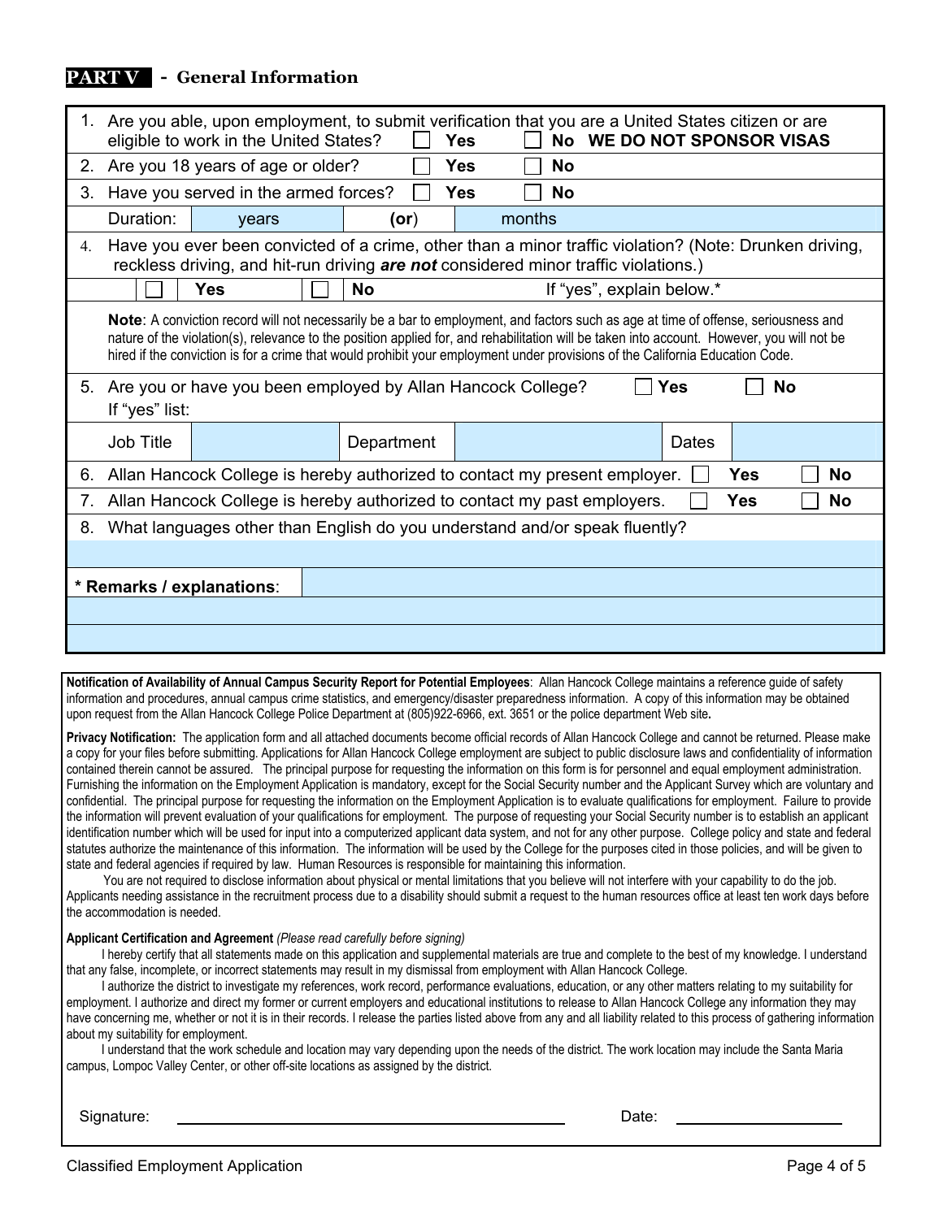## PART V - General Information

| | |
|---|---|
| 1. | Are you able, upon employment, to submit verification that you are a United States citizen or are eligible to work in the United States? ☐ **Yes** ☐ **No WE DO NOT SPONSOR VISAS** |
| 2. | Are you 18 years of age or older? ☐ **Yes** ☐ **No** |
| 3. | Have you served in the armed forces? ☐ **Yes** ☐ **No** |
| | Duration: years (**or**) months |
| 4. | Have you ever been convicted of a crime, other than a minor traffic violation? (Note: Drunken driving, reckless driving, and hit-run driving ***are not*** considered minor traffic violations.) |
| | ☐ **Yes** ☐ **No** If "yes", explain below.* |
| | **Note**: A conviction record will not necessarily be a bar to employment, and factors such as age at time of offense, seriousness and nature of the violation(s), relevance to the position applied for, and rehabilitation will be taken into account. However, you will not be hired if the conviction is for a crime that would prohibit your employment under provisions of the California Education Code. |
| 5. | Are you or have you been employed by Allan Hancock College? ☐ **Yes** ☐ **No** If "yes" list: |
| | Job Title: Department: Dates: |
| 6. | Allan Hancock College is hereby authorized to contact my present employer. ☐ **Yes** ☐ **No** |
| 7. | Allan Hancock College is hereby authorized to contact my past employers. ☐ **Yes** ☐ **No** |
| 8. | What languages other than English do you understand and/or speak fluently? |

**\* Remarks / explanations**:

**Notification of Availability of Annual Campus Security Report for Potential Employees**: Allan Hancock College maintains a reference guide of safety information and procedures, annual campus crime statistics, and emergency/disaster preparedness information. A copy of this information may be obtained upon request from the Allan Hancock College Police Department at (805)922-6966, ext. 3651 or the police department Web site**.**

**Privacy Notification:** The application form and all attached documents become official records of Allan Hancock College and cannot be returned. Please make a copy for your files before submitting. Applications for Allan Hancock College employment are subject to public disclosure laws and confidentiality of information contained therein cannot be assured. The principal purpose for requesting the information on this form is for personnel and equal employment administration. Furnishing the information on the Employment Application is mandatory, except for the Social Security number and the Applicant Survey which are voluntary and confidential. The principal purpose for requesting the information on the Employment Application is to evaluate qualifications for employment. Failure to provide the information will prevent evaluation of your qualifications for employment. The purpose of requesting your Social Security number is to establish an applicant identification number which will be used for input into a computerized applicant data system, and not for any other purpose. College policy and state and federal statutes authorize the maintenance of this information. The information will be used by the College for the purposes cited in those policies, and will be given to state and federal agencies if required by law. Human Resources is responsible for maintaining this information.

You are not required to disclose information about physical or mental limitations that you believe will not interfere with your capability to do the job. Applicants needing assistance in the recruitment process due to a disability should submit a request to the human resources office at least ten work days before the accommodation is needed.

**Applicant Certification and Agreement** *(Please read carefully before signing)*

I hereby certify that all statements made on this application and supplemental materials are true and complete to the best of my knowledge. I understand that any false, incomplete, or incorrect statements may result in my dismissal from employment with Allan Hancock College.

I authorize the district to investigate my references, work record, performance evaluations, education, or any other matters relating to my suitability for employment. I authorize and direct my former or current employers and educational institutions to release to Allan Hancock College any information they may have concerning me, whether or not it is in their records. I release the parties listed above from any and all liability related to this process of gathering information about my suitability for employment.

I understand that the work schedule and location may vary depending upon the needs of the district. The work location may include the Santa Maria campus, Lompoc Valley Center, or other off-site locations as assigned by the district.

Signature: ______________________________ Date: ______________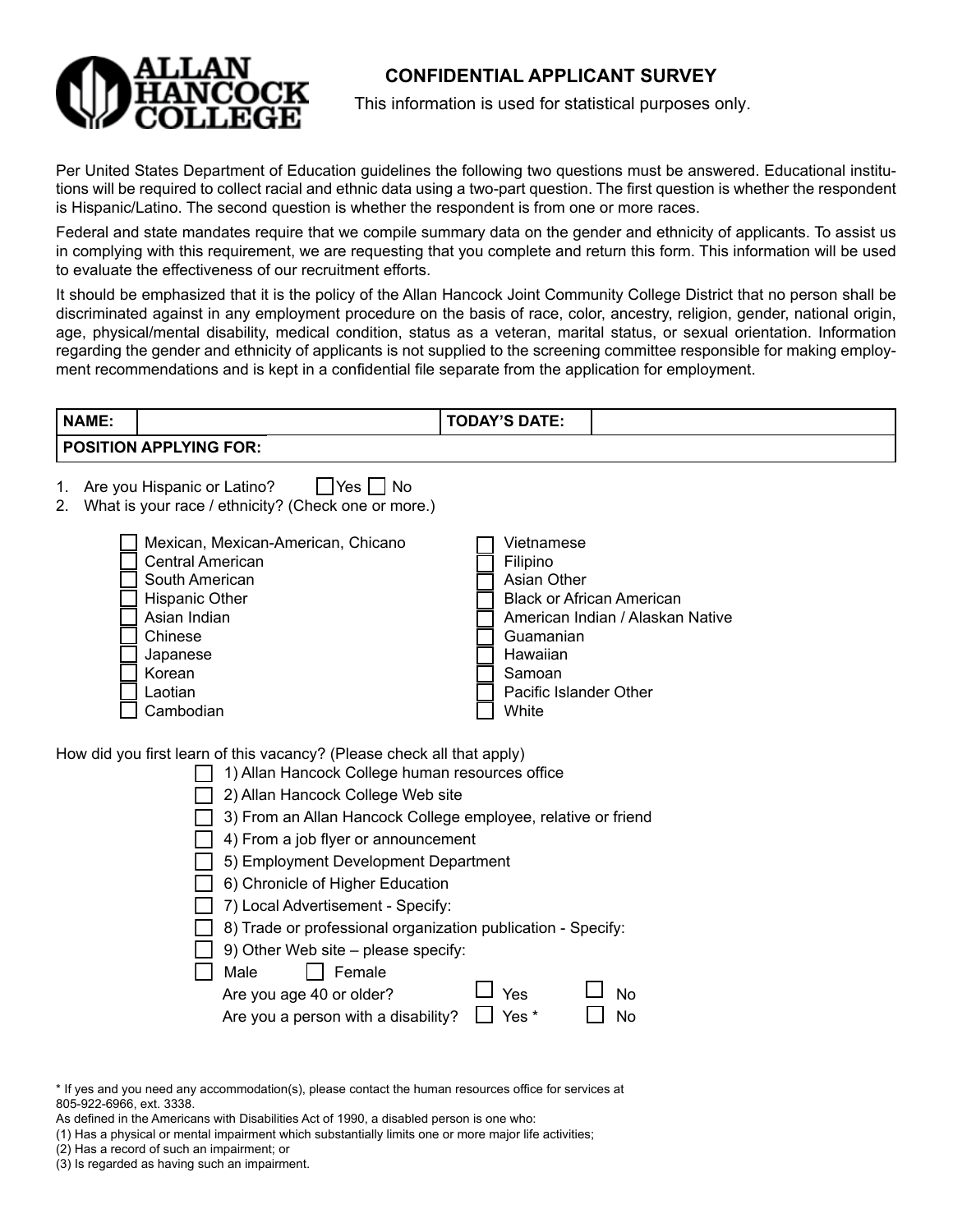**ALLAN HANCOCK COLLEGE**

# CONFIDENTIAL APPLICANT SURVEY

This information is used for statistical purposes only.

Per United States Department of Education guidelines the following two questions must be answered. Educational institutions will be required to collect racial and ethnic data using a two-part question. The first question is whether the respondent is Hispanic/Latino. The second question is whether the respondent is from one or more races.

Federal and state mandates require that we compile summary data on the gender and ethnicity of applicants. To assist us in complying with this requirement, we are requesting that you complete and return this form. This information will be used to evaluate the effectiveness of our recruitment efforts.

It should be emphasized that it is the policy of the Allan Hancock Joint Community College District that no person shall be discriminated against in any employment procedure on the basis of race, color, ancestry, religion, gender, national origin, age, physical/mental disability, medical condition, status as a veteran, marital status, or sexual orientation. Information regarding the gender and ethnicity of applicants is not supplied to the screening committee responsible for making employment recommendations and is kept in a confidential file separate from the application for employment.

| **NAME:** | | **TODAY'S DATE:** | |
|---|---|---|---|
| **POSITION APPLYING FOR:** | | | |

1. Are you Hispanic or Latino? ☐ Yes ☐ No
2. What is your race / ethnicity? (Check one or more.)

| | |
|---|---|
| ☐ Mexican, Mexican-American, Chicano | ☐ Vietnamese |
| ☐ Central American | ☐ Filipino |
| ☐ South American | ☐ Asian Other |
| ☐ Hispanic Other | ☐ Black or African American |
| ☐ Asian Indian | ☐ American Indian / Alaskan Native |
| ☐ Chinese | ☐ Guamanian |
| ☐ Japanese | ☐ Hawaiian |
| ☐ Korean | ☐ Samoan |
| ☐ Laotian | ☐ Pacific Islander Other |
| ☐ Cambodian | ☐ White |

How did you first learn of this vacancy? (Please check all that apply)

- ☐ 1) Allan Hancock College human resources office
- ☐ 2) Allan Hancock College Web site
- ☐ 3) From an Allan Hancock College employee, relative or friend
- ☐ 4) From a job flyer or announcement
- ☐ 5) Employment Development Department
- ☐ 6) Chronicle of Higher Education
- ☐ 7) Local Advertisement - Specify:
- ☐ 8) Trade or professional organization publication - Specify:
- ☐ 9) Other Web site – please specify:

☐ Male ☐ Female

Are you age 40 or older? ☐ Yes ☐ No

Are you a person with a disability? ☐ Yes * ☐ No

* If yes and you need any accommodation(s), please contact the human resources office for services at 805-922-6966, ext. 3338.

As defined in the Americans with Disabilities Act of 1990, a disabled person is one who:

(1) Has a physical or mental impairment which substantially limits one or more major life activities;

(2) Has a record of such an impairment; or

(3) Is regarded as having such an impairment.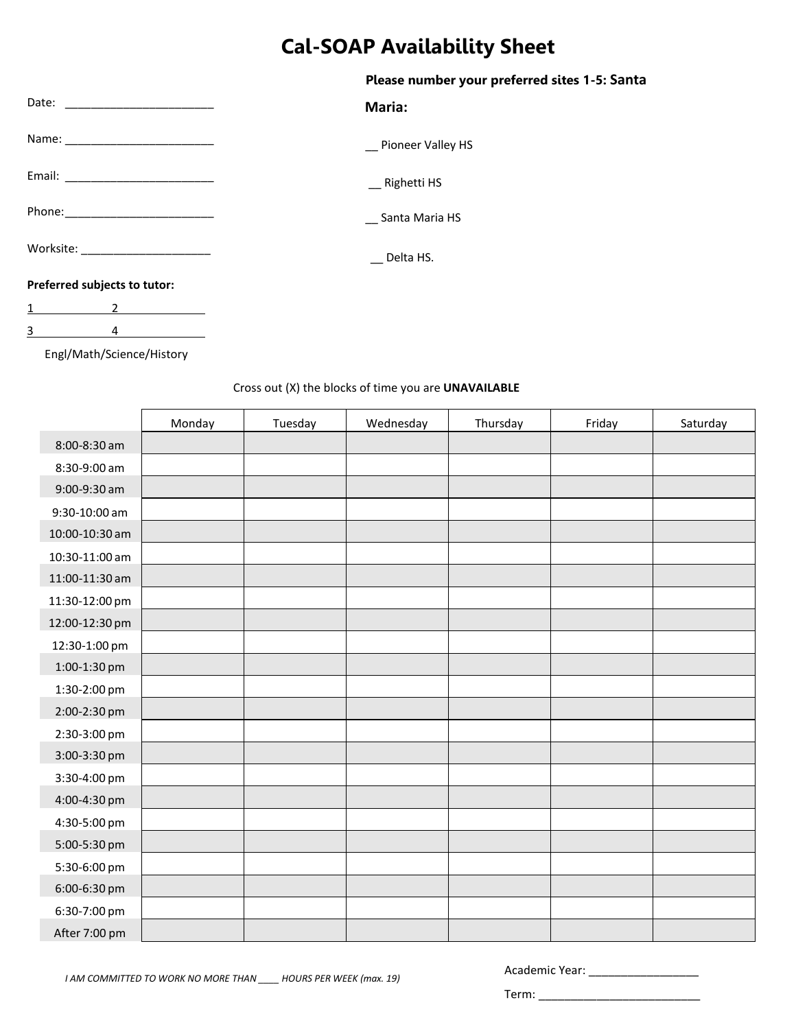# Cal-SOAP Availability Sheet

Date: ________________________

Name: ________________________

Email: ________________________

Phone: ________________________

Worksite: _____________________

**Please number your preferred sites 1-5: Santa Maria:**

__ Pioneer Valley HS

__ Righetti HS

__ Santa Maria HS

__ Delta HS.

**Preferred subjects to tutor:**

1 ____________ 2 ____________

3 ____________ 4 ____________

Engl/Math/Science/History

Cross out (X) the blocks of time you are **UNAVAILABLE**

| | Monday | Tuesday | Wednesday | Thursday | Friday | Saturday |
|---|---|---|---|---|---|---|
| 8:00-8:30 am | | | | | | |
| 8:30-9:00 am | | | | | | |
| 9:00-9:30 am | | | | | | |
| 9:30-10:00 am | | | | | | |
| 10:00-10:30 am | | | | | | |
| 10:30-11:00 am | | | | | | |
| 11:00-11:30 am | | | | | | |
| 11:30-12:00 pm | | | | | | |
| 12:00-12:30 pm | | | | | | |
| 12:30-1:00 pm | | | | | | |
| 1:00-1:30 pm | | | | | | |
| 1:30-2:00 pm | | | | | | |
| 2:00-2:30 pm | | | | | | |
| 2:30-3:00 pm | | | | | | |
| 3:00-3:30 pm | | | | | | |
| 3:30-4:00 pm | | | | | | |
| 4:00-4:30 pm | | | | | | |
| 4:30-5:00 pm | | | | | | |
| 5:00-5:30 pm | | | | | | |
| 5:30-6:00 pm | | | | | | |
| 6:00-6:30 pm | | | | | | |
| 6:30-7:00 pm | | | | | | |
| After 7:00 pm | | | | | | |

*I AM COMMITTED TO WORK NO MORE THAN ____ HOURS PER WEEK (max. 19)*

Academic Year: _________________

Term: __________________________